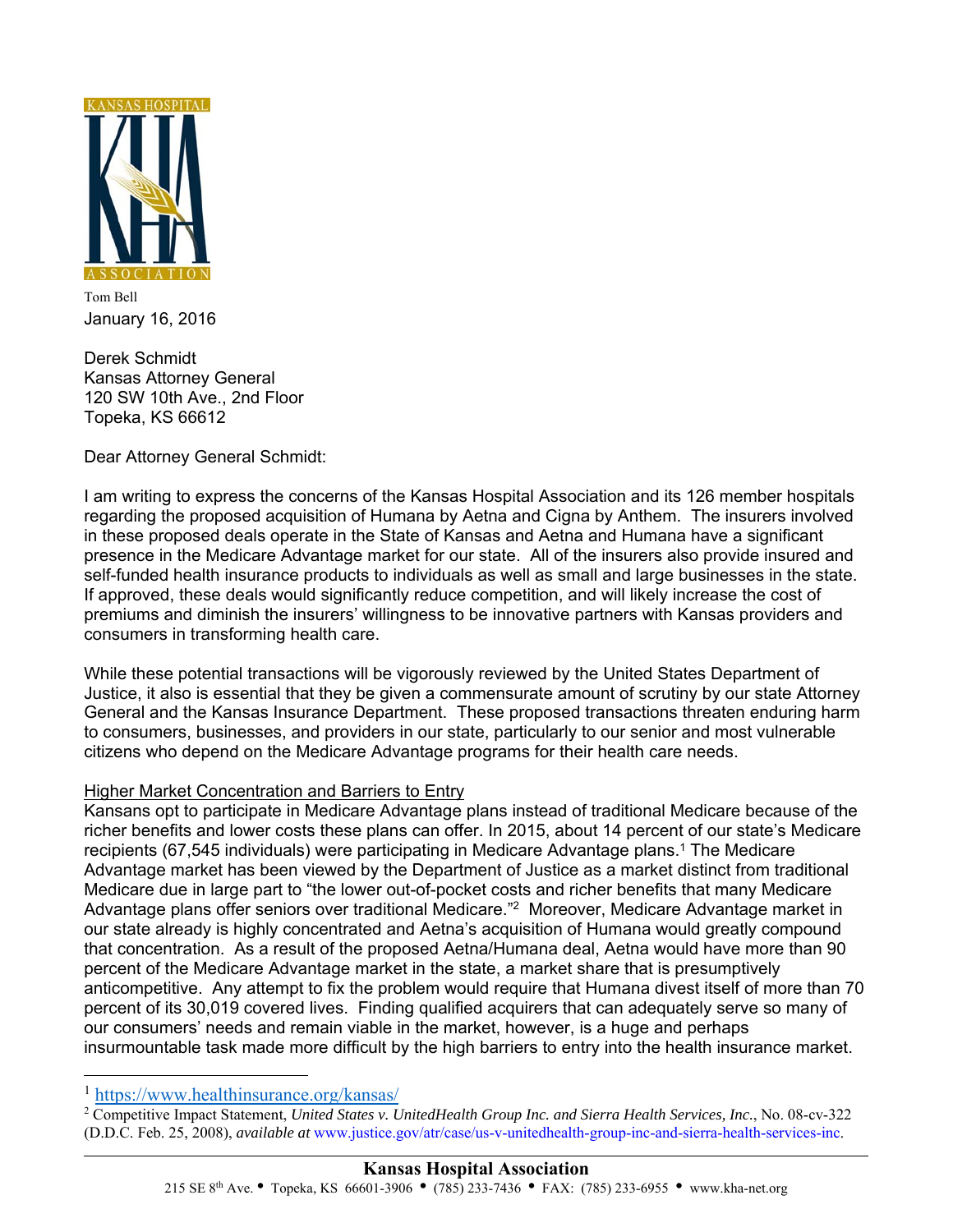KANSAS HOSPITAL ASSOCIATION

Tom Bell

January 16, 2016

Derek Schmidt
Kansas Attorney General
120 SW 10th Ave., 2nd Floor
Topeka, KS 66612

Dear Attorney General Schmidt:

I am writing to express the concerns of the Kansas Hospital Association and its 126 member hospitals regarding the proposed acquisition of Humana by Aetna and Cigna by Anthem. The insurers involved in these proposed deals operate in the State of Kansas and Aetna and Humana have a significant presence in the Medicare Advantage market for our state. All of the insurers also provide insured and self-funded health insurance products to individuals as well as small and large businesses in the state. If approved, these deals would significantly reduce competition, and will likely increase the cost of premiums and diminish the insurers' willingness to be innovative partners with Kansas providers and consumers in transforming health care.

While these potential transactions will be vigorously reviewed by the United States Department of Justice, it also is essential that they be given a commensurate amount of scrutiny by our state Attorney General and the Kansas Insurance Department. These proposed transactions threaten enduring harm to consumers, businesses, and providers in our state, particularly to our senior and most vulnerable citizens who depend on the Medicare Advantage programs for their health care needs.

<u>Higher Market Concentration and Barriers to Entry</u>

Kansans opt to participate in Medicare Advantage plans instead of traditional Medicare because of the richer benefits and lower costs these plans can offer. In 2015, about 14 percent of our state's Medicare recipients (67,545 individuals) were participating in Medicare Advantage plans.[1] The Medicare Advantage market has been viewed by the Department of Justice as a market distinct from traditional Medicare due in large part to "the lower out-of-pocket costs and richer benefits that many Medicare Advantage plans offer seniors over traditional Medicare."[2] Moreover, Medicare Advantage market in our state already is highly concentrated and Aetna's acquisition of Humana would greatly compound that concentration. As a result of the proposed Aetna/Humana deal, Aetna would have more than 90 percent of the Medicare Advantage market in the state, a market share that is presumptively anticompetitive. Any attempt to fix the problem would require that Humana divest itself of more than 70 percent of its 30,019 covered lives. Finding qualified acquirers that can adequately serve so many of our consumers' needs and remain viable in the market, however, is a huge and perhaps insurmountable task made more difficult by the high barriers to entry into the health insurance market.

---

[1] https://www.healthinsurance.org/kansas/

[2] Competitive Impact Statement, *United States v. UnitedHealth Group Inc. and Sierra Health Services, Inc.*, No. 08-cv-322 (D.D.C. Feb. 25, 2008), *available at* www.justice.gov/atr/case/us-v-unitedhealth-group-inc-and-sierra-health-services-inc.

**Kansas Hospital Association**
215 SE 8th Ave. • Topeka, KS 66601-3906 • (785) 233-7436 • FAX: (785) 233-6955 • www.kha-net.org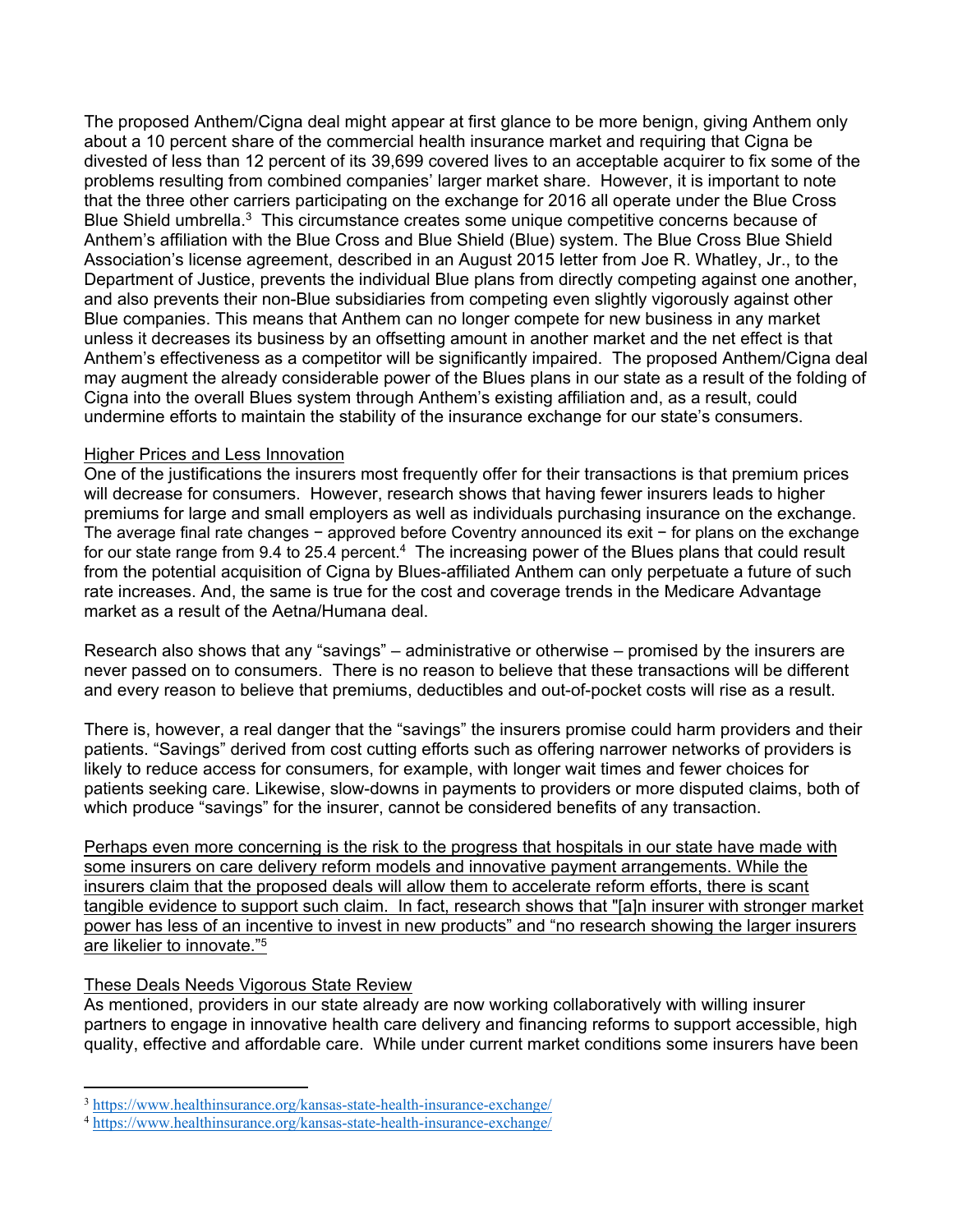The proposed Anthem/Cigna deal might appear at first glance to be more benign, giving Anthem only about a 10 percent share of the commercial health insurance market and requiring that Cigna be divested of less than 12 percent of its 39,699 covered lives to an acceptable acquirer to fix some of the problems resulting from combined companies' larger market share. However, it is important to note that the three other carriers participating on the exchange for 2016 all operate under the Blue Cross Blue Shield umbrella.[3] This circumstance creates some unique competitive concerns because of Anthem's affiliation with the Blue Cross and Blue Shield (Blue) system. The Blue Cross Blue Shield Association's license agreement, described in an August 2015 letter from Joe R. Whatley, Jr., to the Department of Justice, prevents the individual Blue plans from directly competing against one another, and also prevents their non-Blue subsidiaries from competing even slightly vigorously against other Blue companies. This means that Anthem can no longer compete for new business in any market unless it decreases its business by an offsetting amount in another market and the net effect is that Anthem's effectiveness as a competitor will be significantly impaired. The proposed Anthem/Cigna deal may augment the already considerable power of the Blues plans in our state as a result of the folding of Cigna into the overall Blues system through Anthem's existing affiliation and, as a result, could undermine efforts to maintain the stability of the insurance exchange for our state's consumers.

<u>Higher Prices and Less Innovation</u>

One of the justifications the insurers most frequently offer for their transactions is that premium prices will decrease for consumers. However, research shows that having fewer insurers leads to higher premiums for large and small employers as well as individuals purchasing insurance on the exchange. The average final rate changes − approved before Coventry announced its exit − for plans on the exchange for our state range from 9.4 to 25.4 percent.[4] The increasing power of the Blues plans that could result from the potential acquisition of Cigna by Blues-affiliated Anthem can only perpetuate a future of such rate increases. And, the same is true for the cost and coverage trends in the Medicare Advantage market as a result of the Aetna/Humana deal.

Research also shows that any "savings" – administrative or otherwise – promised by the insurers are never passed on to consumers. There is no reason to believe that these transactions will be different and every reason to believe that premiums, deductibles and out-of-pocket costs will rise as a result.

There is, however, a real danger that the "savings" the insurers promise could harm providers and their patients. "Savings" derived from cost cutting efforts such as offering narrower networks of providers is likely to reduce access for consumers, for example, with longer wait times and fewer choices for patients seeking care. Likewise, slow-downs in payments to providers or more disputed claims, both of which produce "savings" for the insurer, cannot be considered benefits of any transaction.

<u>Perhaps even more concerning is the risk to the progress that hospitals in our state have made with some insurers on care delivery reform models and innovative payment arrangements. While the insurers claim that the proposed deals will allow them to accelerate reform efforts, there is scant tangible evidence to support such claim. In fact, research shows that "[a]n insurer with stronger market power has less of an incentive to invest in new products" and "no research showing the larger insurers are likelier to innovate."[5]</u>

<u>These Deals Needs Vigorous State Review</u>

As mentioned, providers in our state already are now working collaboratively with willing insurer partners to engage in innovative health care delivery and financing reforms to support accessible, high quality, effective and affordable care. While under current market conditions some insurers have been

---

[3] https://www.healthinsurance.org/kansas-state-health-insurance-exchange/

[4] https://www.healthinsurance.org/kansas-state-health-insurance-exchange/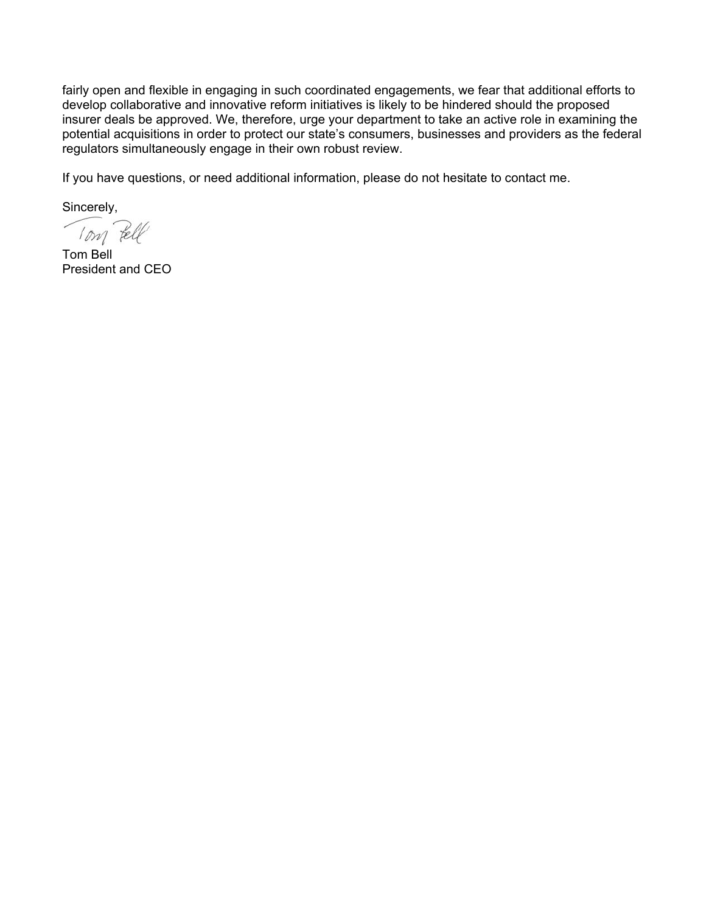fairly open and flexible in engaging in such coordinated engagements, we fear that additional efforts to develop collaborative and innovative reform initiatives is likely to be hindered should the proposed insurer deals be approved. We, therefore, urge your department to take an active role in examining the potential acquisitions in order to protect our state's consumers, businesses and providers as the federal regulators simultaneously engage in their own robust review.

If you have questions, or need additional information, please do not hesitate to contact me.

Sincerely,

Tom Bell

Tom Bell  
President and CEO